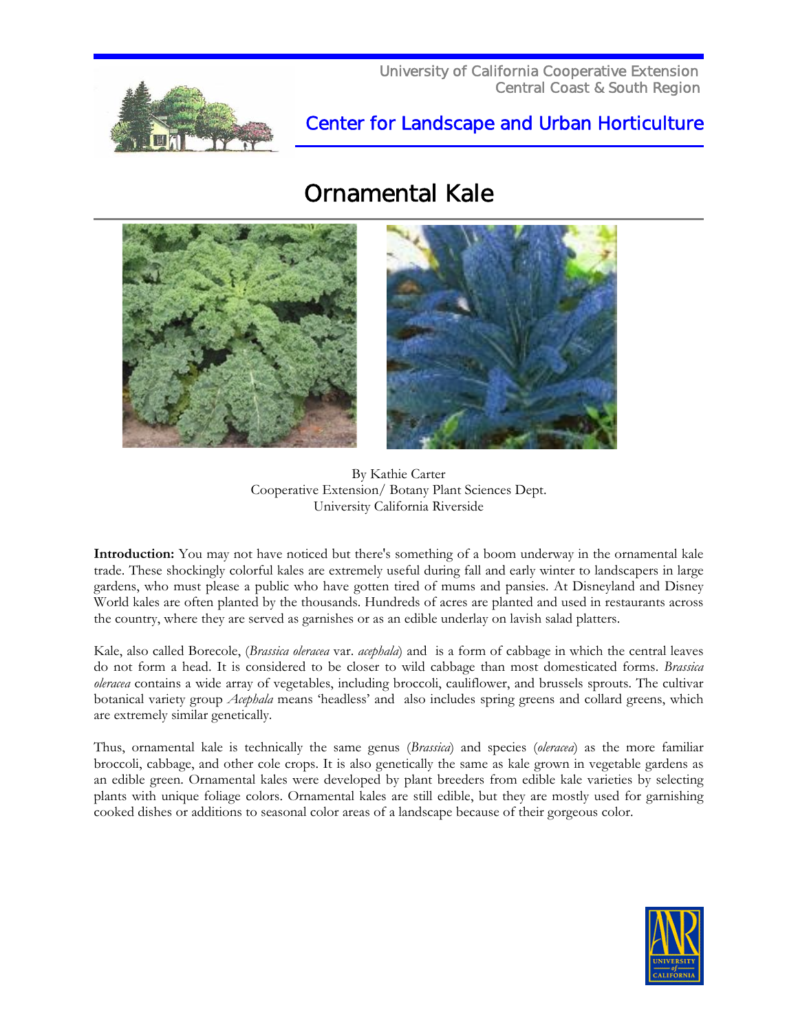University of California Cooperative Extension
Central Coast & South Region

## Center for Landscape and Urban Horticulture

# Ornamental Kale

By Kathie Carter
Cooperative Extension/ Botany Plant Sciences Dept.
University California Riverside

**Introduction:** You may not have noticed but there's something of a boom underway in the ornamental kale trade. These shockingly colorful kales are extremely useful during fall and early winter to landscapers in large gardens, who must please a public who have gotten tired of mums and pansies. At Disneyland and Disney World kales are often planted by the thousands. Hundreds of acres are planted and used in restaurants across the country, where they are served as garnishes or as an edible underlay on lavish salad platters.

Kale, also called Borecole, (*Brassica oleracea* var. *acephala*) and is a form of cabbage in which the central leaves do not form a head. It is considered to be closer to wild cabbage than most domesticated forms. *Brassica oleracea* contains a wide array of vegetables, including broccoli, cauliflower, and brussels sprouts. The cultivar botanical variety group *Acephala* means 'headless' and also includes spring greens and collard greens, which are extremely similar genetically.

Thus, ornamental kale is technically the same genus (*Brassica*) and species (*oleracea*) as the more familiar broccoli, cabbage, and other cole crops. It is also genetically the same as kale grown in vegetable gardens as an edible green. Ornamental kales were developed by plant breeders from edible kale varieties by selecting plants with unique foliage colors. Ornamental kales are still edible, but they are mostly used for garnishing cooked dishes or additions to seasonal color areas of a landscape because of their gorgeous color.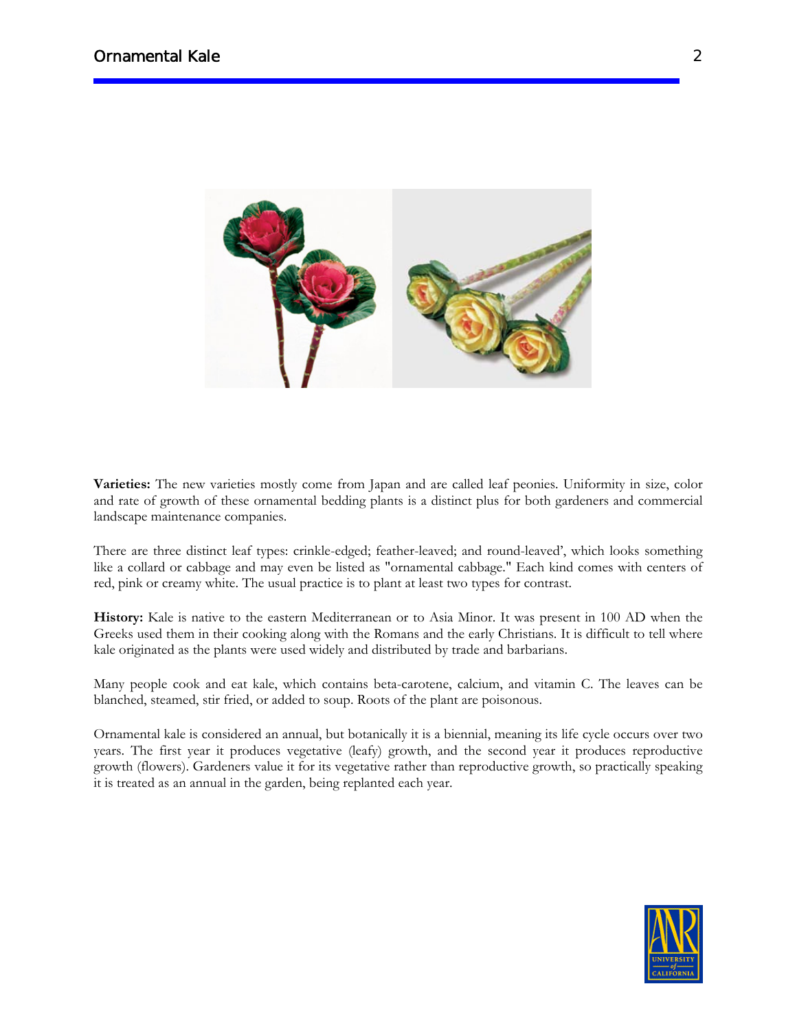**Varieties:** The new varieties mostly come from Japan and are called leaf peonies. Uniformity in size, color and rate of growth of these ornamental bedding plants is a distinct plus for both gardeners and commercial landscape maintenance companies.

There are three distinct leaf types: crinkle-edged; feather-leaved; and round-leaved', which looks something like a collard or cabbage and may even be listed as "ornamental cabbage." Each kind comes with centers of red, pink or creamy white. The usual practice is to plant at least two types for contrast.

**History:** Kale is native to the eastern Mediterranean or to Asia Minor. It was present in 100 AD when the Greeks used them in their cooking along with the Romans and the early Christians. It is difficult to tell where kale originated as the plants were used widely and distributed by trade and barbarians.

Many people cook and eat kale, which contains beta-carotene, calcium, and vitamin C. The leaves can be blanched, steamed, stir fried, or added to soup. Roots of the plant are poisonous.

Ornamental kale is considered an annual, but botanically it is a biennial, meaning its life cycle occurs over two years. The first year it produces vegetative (leafy) growth, and the second year it produces reproductive growth (flowers). Gardeners value it for its vegetative rather than reproductive growth, so practically speaking it is treated as an annual in the garden, being replanted each year.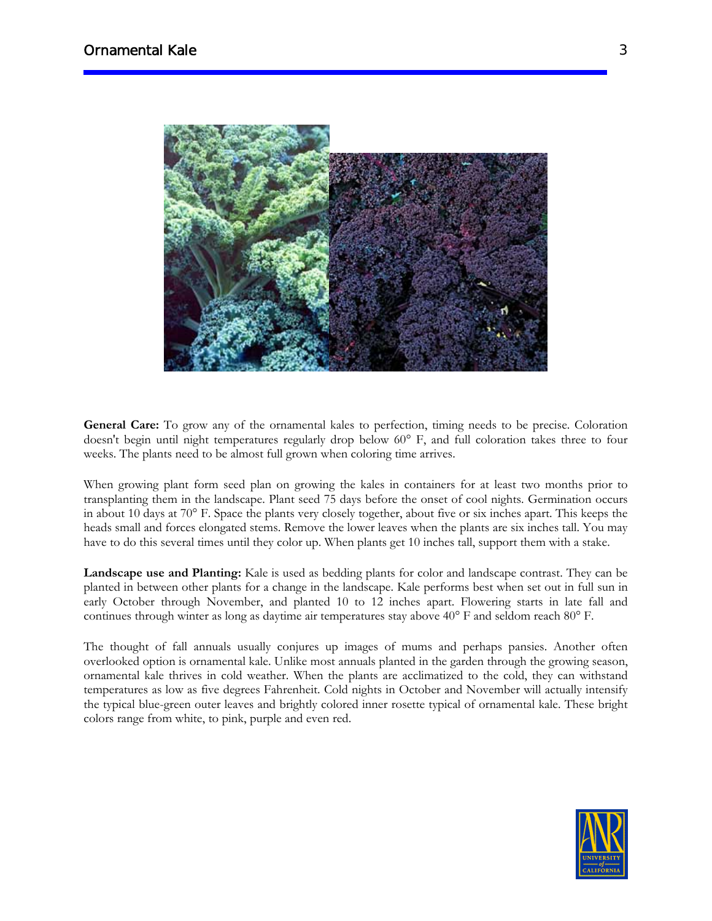**General Care:** To grow any of the ornamental kales to perfection, timing needs to be precise. Coloration doesn't begin until night temperatures regularly drop below 60° F, and full coloration takes three to four weeks. The plants need to be almost full grown when coloring time arrives.

When growing plant form seed plan on growing the kales in containers for at least two months prior to transplanting them in the landscape. Plant seed 75 days before the onset of cool nights. Germination occurs in about 10 days at 70° F. Space the plants very closely together, about five or six inches apart. This keeps the heads small and forces elongated stems. Remove the lower leaves when the plants are six inches tall. You may have to do this several times until they color up. When plants get 10 inches tall, support them with a stake.

**Landscape use and Planting:** Kale is used as bedding plants for color and landscape contrast. They can be planted in between other plants for a change in the landscape. Kale performs best when set out in full sun in early October through November, and planted 10 to 12 inches apart. Flowering starts in late fall and continues through winter as long as daytime air temperatures stay above 40° F and seldom reach 80° F.

The thought of fall annuals usually conjures up images of mums and perhaps pansies. Another often overlooked option is ornamental kale. Unlike most annuals planted in the garden through the growing season, ornamental kale thrives in cold weather. When the plants are acclimatized to the cold, they can withstand temperatures as low as five degrees Fahrenheit. Cold nights in October and November will actually intensify the typical blue-green outer leaves and brightly colored inner rosette typical of ornamental kale. These bright colors range from white, to pink, purple and even red.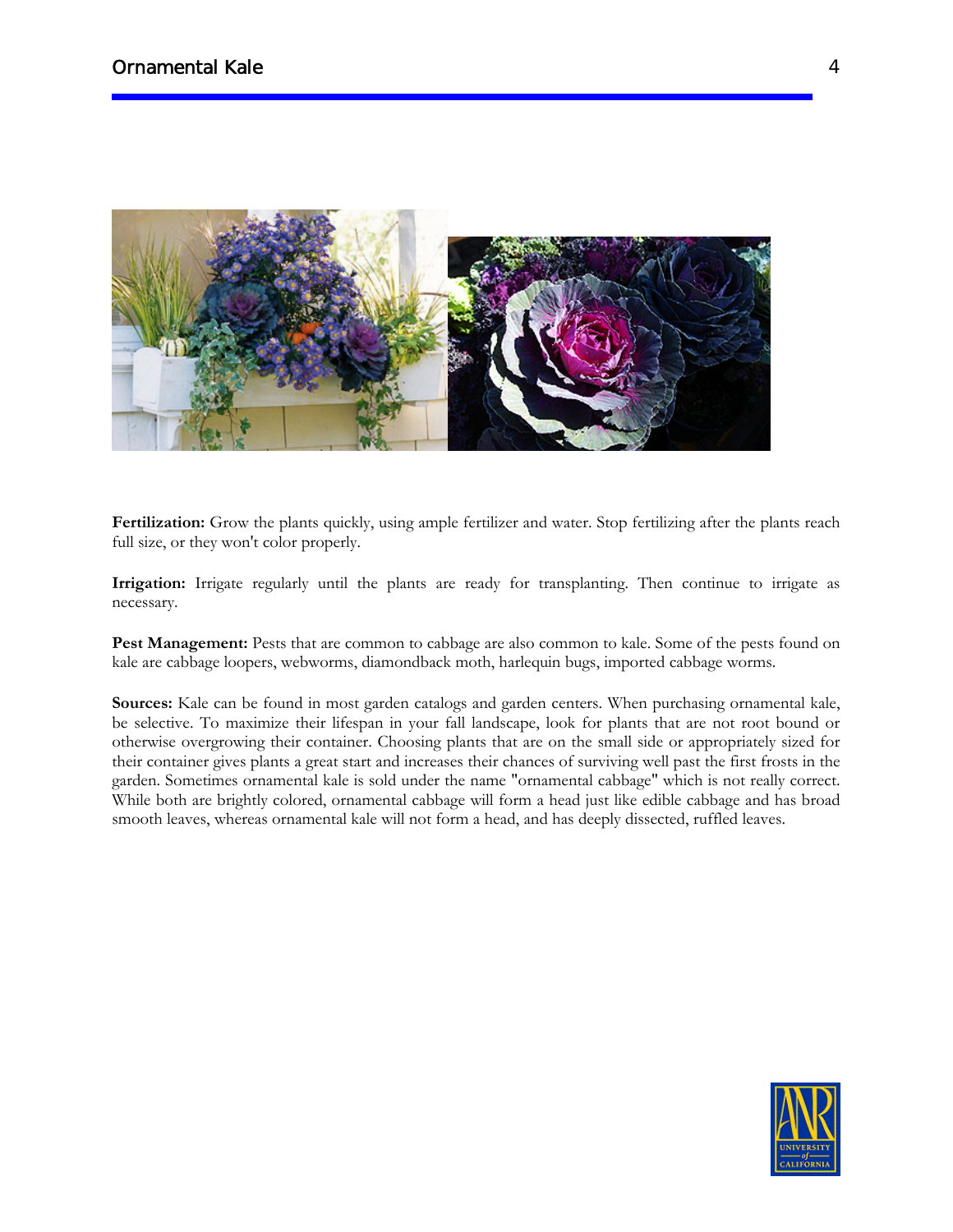**Fertilization:** Grow the plants quickly, using ample fertilizer and water. Stop fertilizing after the plants reach full size, or they won't color properly.

**Irrigation:** Irrigate regularly until the plants are ready for transplanting. Then continue to irrigate as necessary.

**Pest Management:** Pests that are common to cabbage are also common to kale. Some of the pests found on kale are cabbage loopers, webworms, diamondback moth, harlequin bugs, imported cabbage worms.

**Sources:** Kale can be found in most garden catalogs and garden centers. When purchasing ornamental kale, be selective. To maximize their lifespan in your fall landscape, look for plants that are not root bound or otherwise overgrowing their container. Choosing plants that are on the small side or appropriately sized for their container gives plants a great start and increases their chances of surviving well past the first frosts in the garden. Sometimes ornamental kale is sold under the name "ornamental cabbage" which is not really correct. While both are brightly colored, ornamental cabbage will form a head just like edible cabbage and has broad smooth leaves, whereas ornamental kale will not form a head, and has deeply dissected, ruffled leaves.